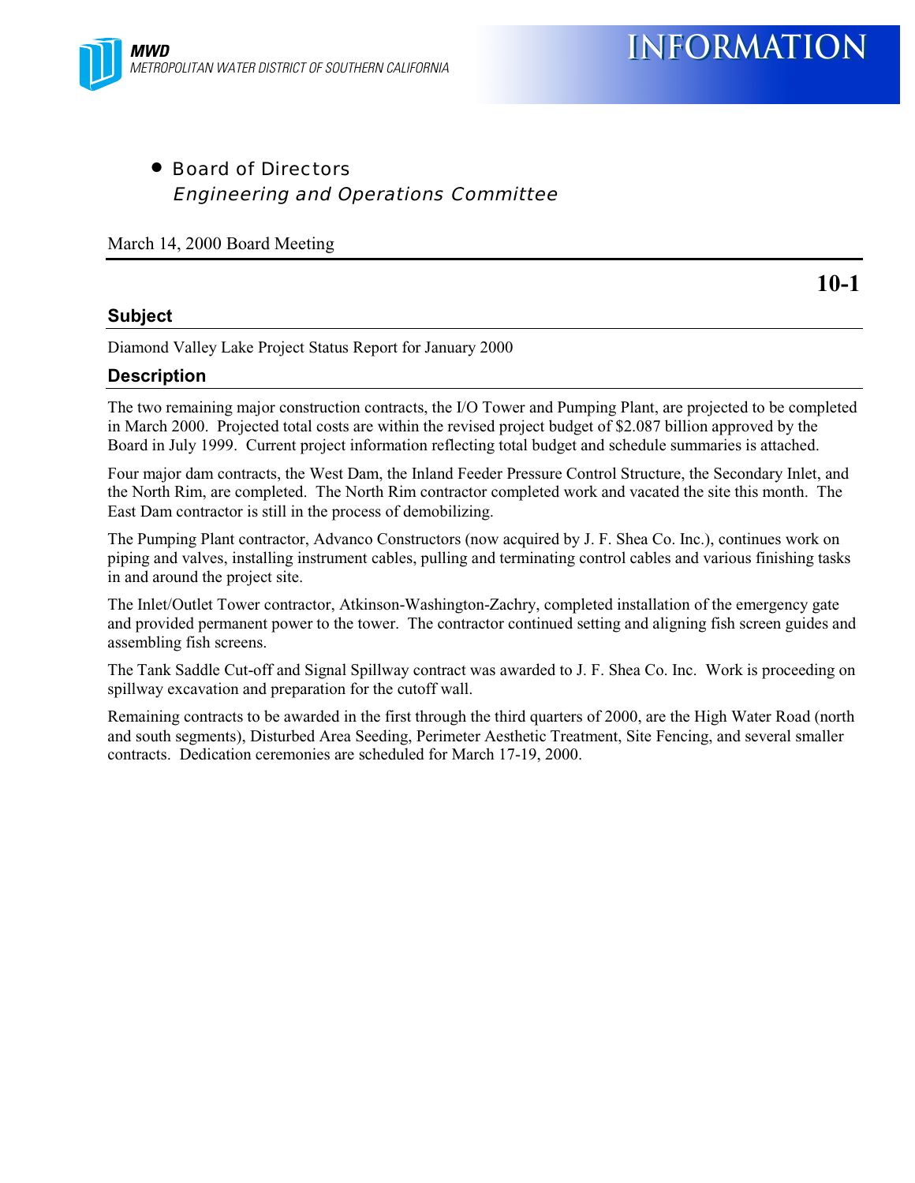**MWD**
*METROPOLITAN WATER DISTRICT OF SOUTHERN CALIFORNIA*

# INFORMATION

- Board of Directors
  *Engineering and Operations Committee*

March 14, 2000 Board Meeting

**10-1**

## Subject

Diamond Valley Lake Project Status Report for January 2000

## Description

The two remaining major construction contracts, the I/O Tower and Pumping Plant, are projected to be completed in March 2000. Projected total costs are within the revised project budget of $2.087 billion approved by the Board in July 1999. Current project information reflecting total budget and schedule summaries is attached.

Four major dam contracts, the West Dam, the Inland Feeder Pressure Control Structure, the Secondary Inlet, and the North Rim, are completed. The North Rim contractor completed work and vacated the site this month. The East Dam contractor is still in the process of demobilizing.

The Pumping Plant contractor, Advanco Constructors (now acquired by J. F. Shea Co. Inc.), continues work on piping and valves, installing instrument cables, pulling and terminating control cables and various finishing tasks in and around the project site.

The Inlet/Outlet Tower contractor, Atkinson-Washington-Zachry, completed installation of the emergency gate and provided permanent power to the tower. The contractor continued setting and aligning fish screen guides and assembling fish screens.

The Tank Saddle Cut-off and Signal Spillway contract was awarded to J. F. Shea Co. Inc. Work is proceeding on spillway excavation and preparation for the cutoff wall.

Remaining contracts to be awarded in the first through the third quarters of 2000, are the High Water Road (north and south segments), Disturbed Area Seeding, Perimeter Aesthetic Treatment, Site Fencing, and several smaller contracts. Dedication ceremonies are scheduled for March 17-19, 2000.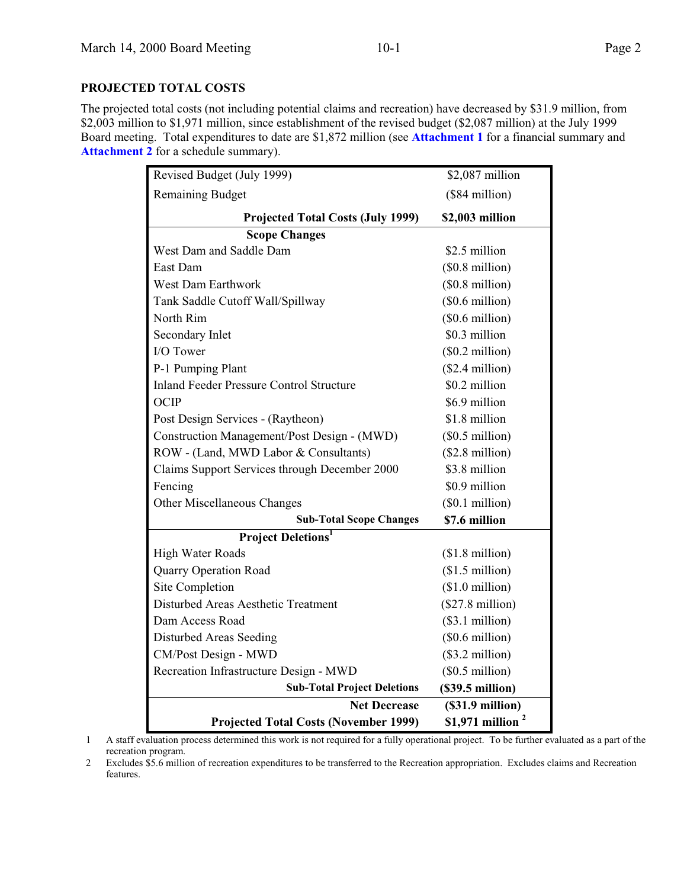## PROJECTED TOTAL COSTS

The projected total costs (not including potential claims and recreation) have decreased by $31.9 million, from $2,003 million to $1,971 million, since establishment of the revised budget ($2,087 million) at the July 1999 Board meeting. Total expenditures to date are $1,872 million (see **Attachment 1** for a financial summary and **Attachment 2** for a schedule summary).

| | |
|---|---|
| Revised Budget (July 1999) | $2,087 million |
| Remaining Budget | ($84 million) |
| **Projected Total Costs (July 1999)** | **$2,003 million** |
| **Scope Changes** | |
| West Dam and Saddle Dam | $2.5 million |
| East Dam | ($0.8 million) |
| West Dam Earthwork | ($0.8 million) |
| Tank Saddle Cutoff Wall/Spillway | ($0.6 million) |
| North Rim | ($0.6 million) |
| Secondary Inlet | $0.3 million |
| I/O Tower | ($0.2 million) |
| P-1 Pumping Plant | ($2.4 million) |
| Inland Feeder Pressure Control Structure | $0.2 million |
| OCIP | $6.9 million |
| Post Design Services - (Raytheon) | $1.8 million |
| Construction Management/Post Design - (MWD) | ($0.5 million) |
| ROW - (Land, MWD Labor & Consultants) | ($2.8 million) |
| Claims Support Services through December 2000 | $3.8 million |
| Fencing | $0.9 million |
| Other Miscellaneous Changes | ($0.1 million) |
| **Sub-Total Scope Changes** | **$7.6 million** |
| **Project Deletions[1]** | |
| High Water Roads | ($1.8 million) |
| Quarry Operation Road | ($1.5 million) |
| Site Completion | ($1.0 million) |
| Disturbed Areas Aesthetic Treatment | ($27.8 million) |
| Dam Access Road | ($3.1 million) |
| Disturbed Areas Seeding | ($0.6 million) |
| CM/Post Design - MWD | ($3.2 million) |
| Recreation Infrastructure Design - MWD | ($0.5 million) |
| **Sub-Total Project Deletions** | **($39.5 million)** |
| **Net Decrease** | **($31.9 million)** |
| **Projected Total Costs (November 1999)** | **$1,971 million [2]** |

1 A staff evaluation process determined this work is not required for a fully operational project. To be further evaluated as a part of the recreation program.

2 Excludes $5.6 million of recreation expenditures to be transferred to the Recreation appropriation. Excludes claims and Recreation features.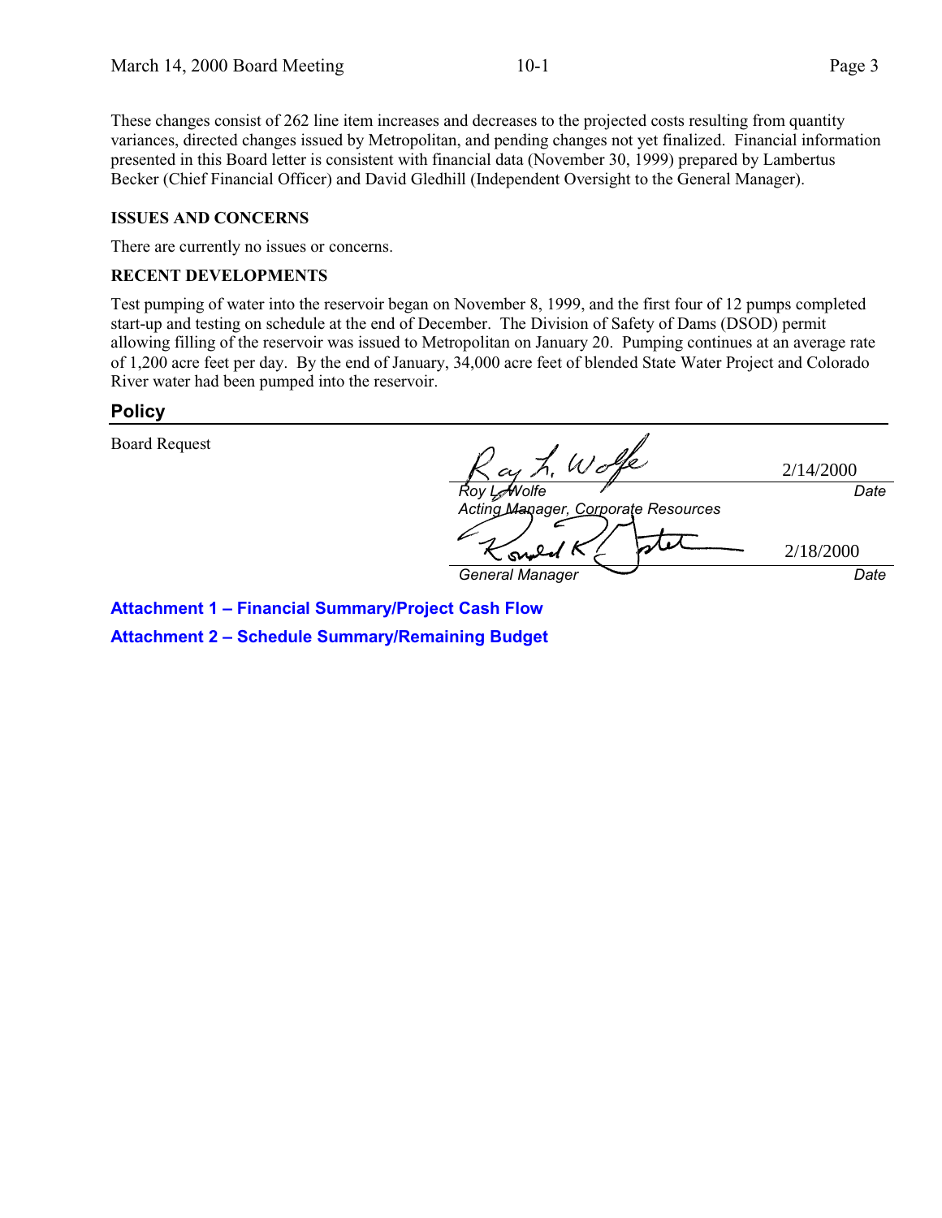These changes consist of 262 line item increases and decreases to the projected costs resulting from quantity variances, directed changes issued by Metropolitan, and pending changes not yet finalized. Financial information presented in this Board letter is consistent with financial data (November 30, 1999) prepared by Lambertus Becker (Chief Financial Officer) and David Gledhill (Independent Oversight to the General Manager).

**ISSUES AND CONCERNS**

There are currently no issues or concerns.

**RECENT DEVELOPMENTS**

Test pumping of water into the reservoir began on November 8, 1999, and the first four of 12 pumps completed start-up and testing on schedule at the end of December. The Division of Safety of Dams (DSOD) permit allowing filling of the reservoir was issued to Metropolitan on January 20. Pumping continues at an average rate of 1,200 acre feet per day. By the end of January, 34,000 acre feet of blended State Water Project and Colorado River water had been pumped into the reservoir.

## Policy

Board Request

*Roy L. Wolfe* — 2/14/2000
*Acting Manager, Corporate Resources* — *Date*

*General Manager* — 2/18/2000 — *Date*

**Attachment 1 – Financial Summary/Project Cash Flow**

**Attachment 2 – Schedule Summary/Remaining Budget**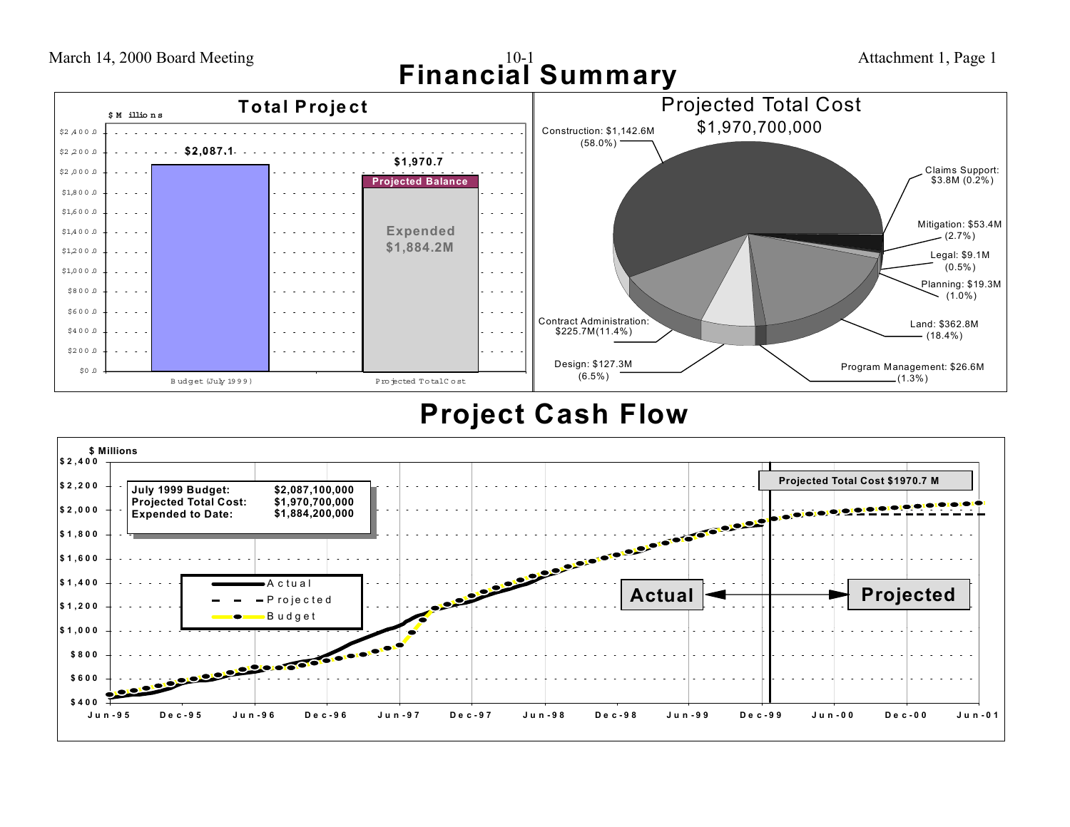# Financial Summary

## Total Project

$ Millions

$2,400.0
$2,200.0
$2,000.0
$1,800.0
$1,600.0
$1,400.0
$1,200.0
$1,000.0
$800.0
$600.0
$400.0
$200.0
$0.0

$2,087.1

$1,970.7

Projected Balance

Expended
$1,884.2M

Budget (July 1999)

Projected Total Cost

## Projected Total Cost

$1,970,700,000

Construction: $1,142.6M (58.0%)

Claims Support: $3.8M (0.2%)

Mitigation: $53.4M (2.7%)

Legal: $9.1M (0.5%)

Planning: $19.3M (1.0%)

Land: $362.8M (18.4%)

Program Management: $26.6M (1.3%)

Design: $127.3M (6.5%)

Contract Administration: $225.7M(11.4%)

# Project Cash Flow

$ Millions

$2,400
$2,200
$2,000
$1,800
$1,600
$1,400
$1,200
$1,000
$800
$600
$400

| | |
|---|---|
| **July 1999 Budget:** | **$2,087,100,000** |
| **Projected Total Cost:** | **$1,970,700,000** |
| **Expended to Date:** | **$1,884,200,000** |

Actual
Projected
Budget

Projected Total Cost $1970.7 M

Actual

Projected

Jun-95 Dec-95 Jun-96 Dec-96 Jun-97 Dec-97 Jun-98 Dec-98 Jun-99 Dec-99 Jun-00 Dec-00 Jun-01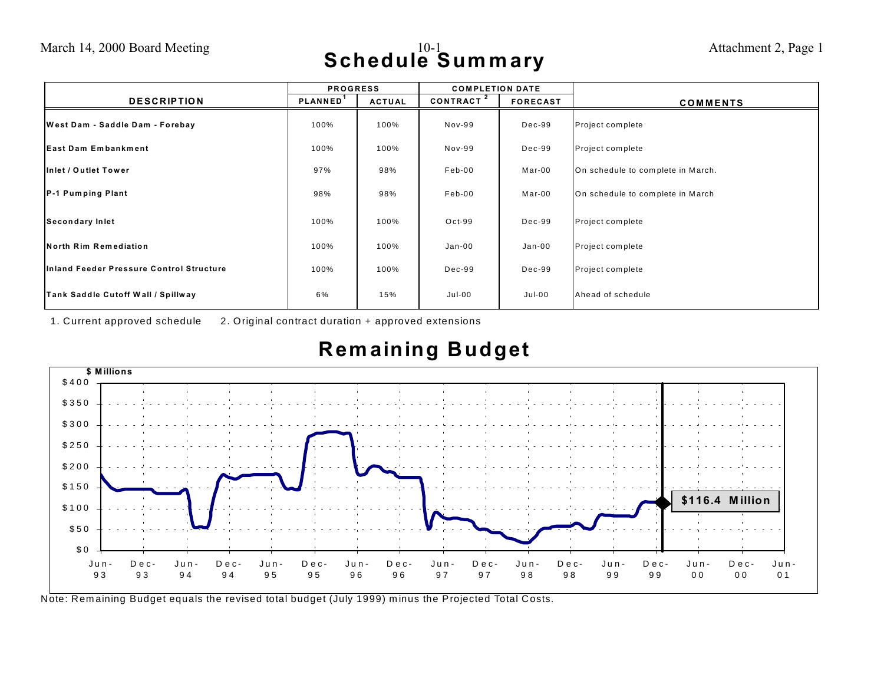March 14, 2000 Board Meeting 10-1 Attachment 2, Page 1

# Schedule Summary

| DESCRIPTION | PROGRESS | | COMPLETION DATE | | COMMENTS |
|---|---|---|---|---|---|
| | PLANNED[1] | ACTUAL | CONTRACT[2] | FORECAST | |
| **West Dam - Saddle Dam - Forebay** | 100% | 100% | Nov-99 | Dec-99 | Project complete |
| **East Dam Embankment** | 100% | 100% | Nov-99 | Dec-99 | Project complete |
| **Inlet / Outlet Tower** | 97% | 98% | Feb-00 | Mar-00 | On schedule to complete in March. |
| **P-1 Pumping Plant** | 98% | 98% | Feb-00 | Mar-00 | On schedule to complete in March |
| **Secondary Inlet** | 100% | 100% | Oct-99 | Dec-99 | Project complete |
| **North Rim Remediation** | 100% | 100% | Jan-00 | Jan-00 | Project complete |
| **Inland Feeder Pressure Control Structure** | 100% | 100% | Dec-99 | Dec-99 | Project complete |
| **Tank Saddle Cutoff Wall / Spillway** | 6% | 15% | Jul-00 | Jul-00 | Ahead of schedule |

1. Current approved schedule 2. Original contract duration + approved extensions

# Remaining Budget

$ Millions

$400
$350
$300
$250
$200
$150
$100
$50
$0

Jun-93 Dec-93 Jun-94 Dec-94 Jun-95 Dec-95 Jun-96 Dec-96 Jun-97 Dec-97 Jun-98 Dec-98 Jun-99 Dec-99 Jun-00 Dec-00 Jun-01

$116.4 Million

Note: Remaining Budget equals the revised total budget (July 1999) minus the Projected Total Costs.